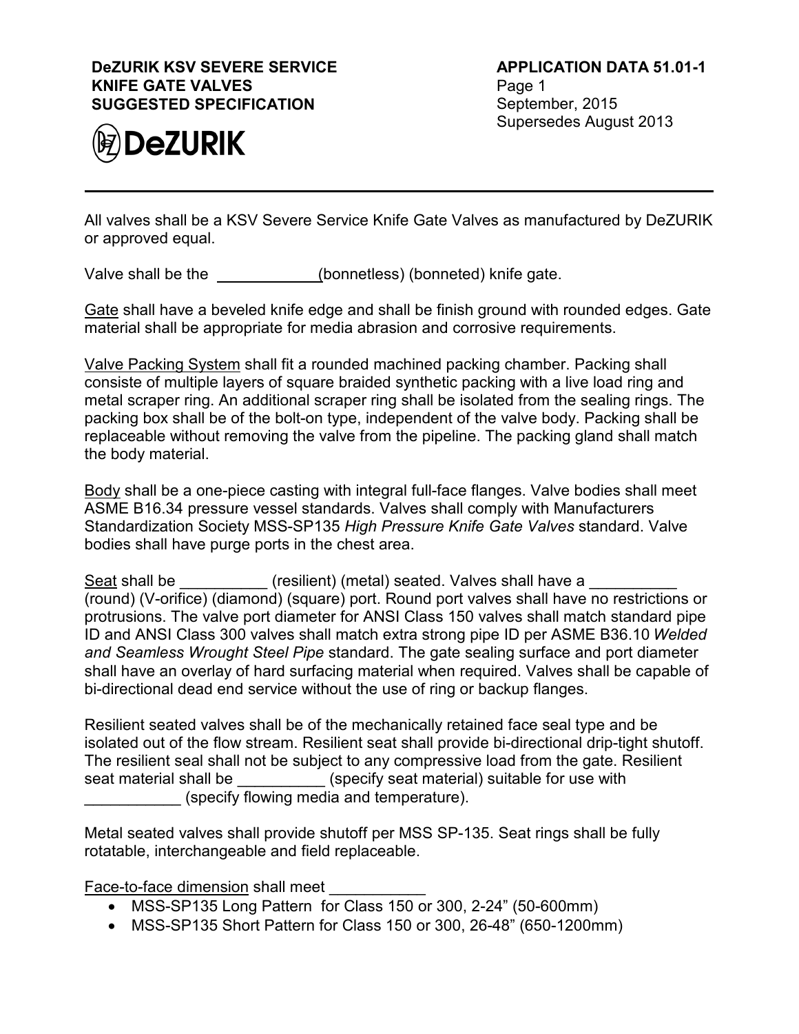**DeZURIK KSV SEVERE SERVICE KNIFE GATE VALVES SUGGESTED SPECIFICATION**

**APPLICATION DATA 51.01-1**
Page 1
September, 2015
Supersedes August 2013

DeZURIK

---

All valves shall be a KSV Severe Service Knife Gate Valves as manufactured by DeZURIK or approved equal.

Valve shall be the ____________(bonnetless) (bonneted) knife gate.

<u>Gate</u> shall have a beveled knife edge and shall be finish ground with rounded edges. Gate material shall be appropriate for media abrasion and corrosive requirements.

<u>Valve Packing System</u> shall fit a rounded machined packing chamber. Packing shall consiste of multiple layers of square braided synthetic packing with a live load ring and metal scraper ring. An additional scraper ring shall be isolated from the sealing rings. The packing box shall be of the bolt-on type, independent of the valve body. Packing shall be replaceable without removing the valve from the pipeline. The packing gland shall match the body material.

<u>Body</u> shall be a one-piece casting with integral full-face flanges. Valve bodies shall meet ASME B16.34 pressure vessel standards. Valves shall comply with Manufacturers Standardization Society MSS-SP135 *High Pressure Knife Gate Valves* standard. Valve bodies shall have purge ports in the chest area.

<u>Seat</u> shall be __________ (resilient) (metal) seated. Valves shall have a __________ (round) (V-orifice) (diamond) (square) port. Round port valves shall have no restrictions or protrusions. The valve port diameter for ANSI Class 150 valves shall match standard pipe ID and ANSI Class 300 valves shall match extra strong pipe ID per ASME B36.10 *Welded and Seamless Wrought Steel Pipe* standard. The gate sealing surface and port diameter shall have an overlay of hard surfacing material when required. Valves shall be capable of bi-directional dead end service without the use of ring or backup flanges.

Resilient seated valves shall be of the mechanically retained face seal type and be isolated out of the flow stream. Resilient seat shall provide bi-directional drip-tight shutoff. The resilient seal shall not be subject to any compressive load from the gate. Resilient seat material shall be __________ (specify seat material) suitable for use with ___________ (specify flowing media and temperature).

Metal seated valves shall provide shutoff per MSS SP-135. Seat rings shall be fully rotatable, interchangeable and field replaceable.

<u>Face-to-face dimension</u> shall meet ___________

- MSS-SP135 Long Pattern for Class 150 or 300, 2-24" (50-600mm)
- MSS-SP135 Short Pattern for Class 150 or 300, 26-48" (650-1200mm)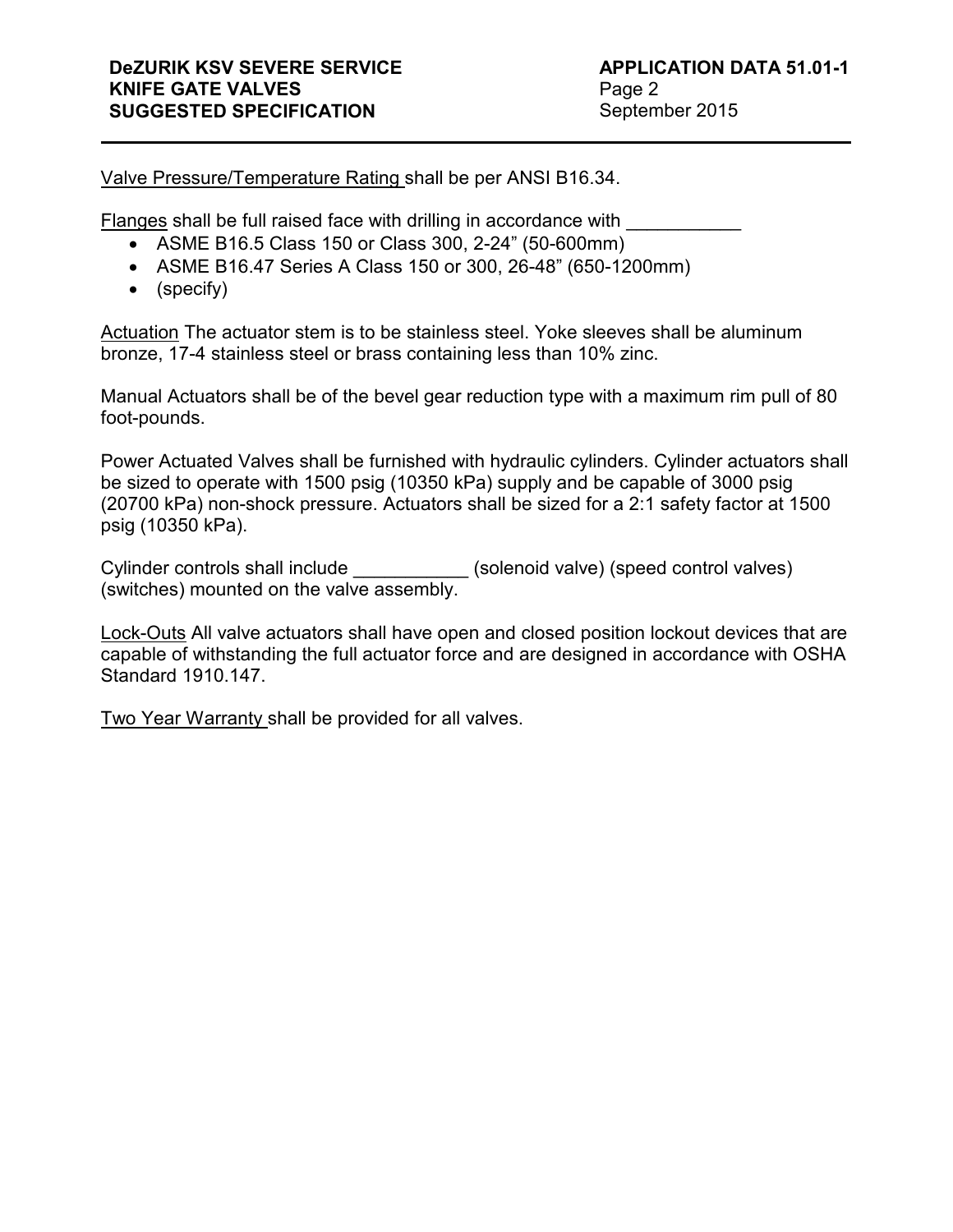Valve Pressure/Temperature Rating shall be per ANSI B16.34.

Flanges shall be full raised face with drilling in accordance with ___________

- ASME B16.5 Class 150 or Class 300, 2-24" (50-600mm)
- ASME B16.47 Series A Class 150 or 300, 26-48" (650-1200mm)
- (specify)

Actuation The actuator stem is to be stainless steel. Yoke sleeves shall be aluminum bronze, 17-4 stainless steel or brass containing less than 10% zinc.

Manual Actuators shall be of the bevel gear reduction type with a maximum rim pull of 80 foot-pounds.

Power Actuated Valves shall be furnished with hydraulic cylinders. Cylinder actuators shall be sized to operate with 1500 psig (10350 kPa) supply and be capable of 3000 psig (20700 kPa) non-shock pressure. Actuators shall be sized for a 2:1 safety factor at 1500 psig (10350 kPa).

Cylinder controls shall include ___________ (solenoid valve) (speed control valves) (switches) mounted on the valve assembly.

Lock-Outs All valve actuators shall have open and closed position lockout devices that are capable of withstanding the full actuator force and are designed in accordance with OSHA Standard 1910.147.

Two Year Warranty shall be provided for all valves.